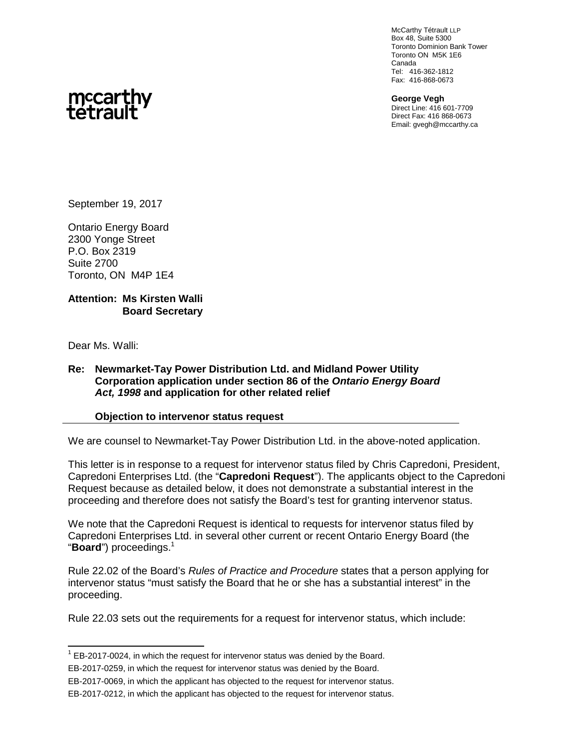McCarthy Tétrault LLP
Box 48, Suite 5300
Toronto Dominion Bank Tower
Toronto ON M5K 1E6
Canada
Tel: 416-362-1812
Fax: 416-868-0673

mccarthy tétrault

**George Vegh**
Direct Line: 416 601-7709
Direct Fax: 416 868-0673
Email: gvegh@mccarthy.ca

September 19, 2017

Ontario Energy Board
2300 Yonge Street
P.O. Box 2319
Suite 2700
Toronto, ON M4P 1E4

**Attention: Ms Kirsten Walli**
**Board Secretary**

Dear Ms. Walli:

**Re: Newmarket-Tay Power Distribution Ltd. and Midland Power Utility Corporation application under section 86 of the *Ontario Energy Board Act, 1998* and application for other related relief**

**Objection to intervenor status request**

We are counsel to Newmarket-Tay Power Distribution Ltd. in the above-noted application.

This letter is in response to a request for intervenor status filed by Chris Capredoni, President, Capredoni Enterprises Ltd. (the "**Capredoni Request**"). The applicants object to the Capredoni Request because as detailed below, it does not demonstrate a substantial interest in the proceeding and therefore does not satisfy the Board's test for granting intervenor status.

We note that the Capredoni Request is identical to requests for intervenor status filed by Capredoni Enterprises Ltd. in several other current or recent Ontario Energy Board (the "**Board**") proceedings.[1]

Rule 22.02 of the Board's *Rules of Practice and Procedure* states that a person applying for intervenor status "must satisfy the Board that he or she has a substantial interest" in the proceeding.

Rule 22.03 sets out the requirements for a request for intervenor status, which include:

---

[1] EB-2017-0024, in which the request for intervenor status was denied by the Board.

EB-2017-0259, in which the request for intervenor status was denied by the Board.

EB-2017-0069, in which the applicant has objected to the request for intervenor status.

EB-2017-0212, in which the applicant has objected to the request for intervenor status.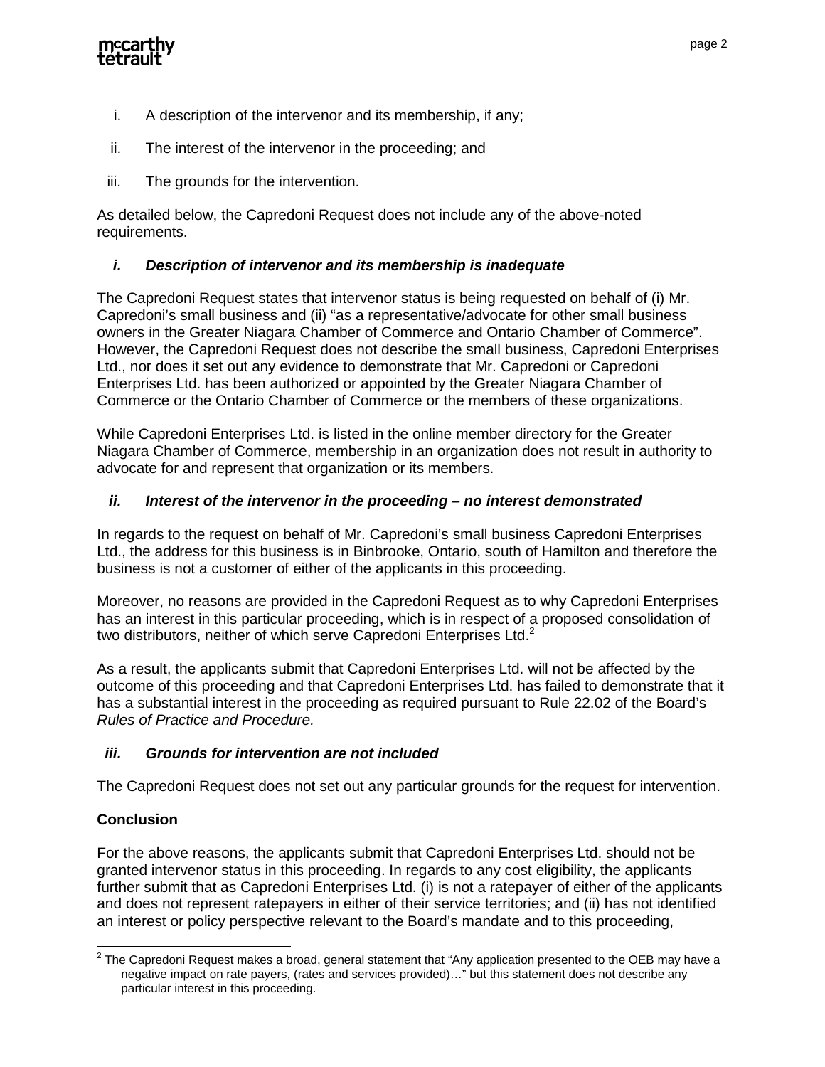i. A description of the intervenor and its membership, if any;

ii. The interest of the intervenor in the proceeding; and

iii. The grounds for the intervention.

As detailed below, the Capredoni Request does not include any of the above-noted requirements.

### *i. Description of intervenor and its membership is inadequate*

The Capredoni Request states that intervenor status is being requested on behalf of (i) Mr. Capredoni's small business and (ii) "as a representative/advocate for other small business owners in the Greater Niagara Chamber of Commerce and Ontario Chamber of Commerce". However, the Capredoni Request does not describe the small business, Capredoni Enterprises Ltd., nor does it set out any evidence to demonstrate that Mr. Capredoni or Capredoni Enterprises Ltd. has been authorized or appointed by the Greater Niagara Chamber of Commerce or the Ontario Chamber of Commerce or the members of these organizations.

While Capredoni Enterprises Ltd. is listed in the online member directory for the Greater Niagara Chamber of Commerce, membership in an organization does not result in authority to advocate for and represent that organization or its members.

### *ii. Interest of the intervenor in the proceeding – no interest demonstrated*

In regards to the request on behalf of Mr. Capredoni's small business Capredoni Enterprises Ltd., the address for this business is in Binbrooke, Ontario, south of Hamilton and therefore the business is not a customer of either of the applicants in this proceeding.

Moreover, no reasons are provided in the Capredoni Request as to why Capredoni Enterprises has an interest in this particular proceeding, which is in respect of a proposed consolidation of two distributors, neither of which serve Capredoni Enterprises Ltd.[2]

As a result, the applicants submit that Capredoni Enterprises Ltd. will not be affected by the outcome of this proceeding and that Capredoni Enterprises Ltd. has failed to demonstrate that it has a substantial interest in the proceeding as required pursuant to Rule 22.02 of the Board's *Rules of Practice and Procedure.*

### *iii. Grounds for intervention are not included*

The Capredoni Request does not set out any particular grounds for the request for intervention.

### Conclusion

For the above reasons, the applicants submit that Capredoni Enterprises Ltd. should not be granted intervenor status in this proceeding. In regards to any cost eligibility, the applicants further submit that as Capredoni Enterprises Ltd. (i) is not a ratepayer of either of the applicants and does not represent ratepayers in either of their service territories; and (ii) has not identified an interest or policy perspective relevant to the Board's mandate and to this proceeding,

---

[2] The Capredoni Request makes a broad, general statement that "Any application presented to the OEB may have a negative impact on rate payers, (rates and services provided)…" but this statement does not describe any particular interest in this proceeding.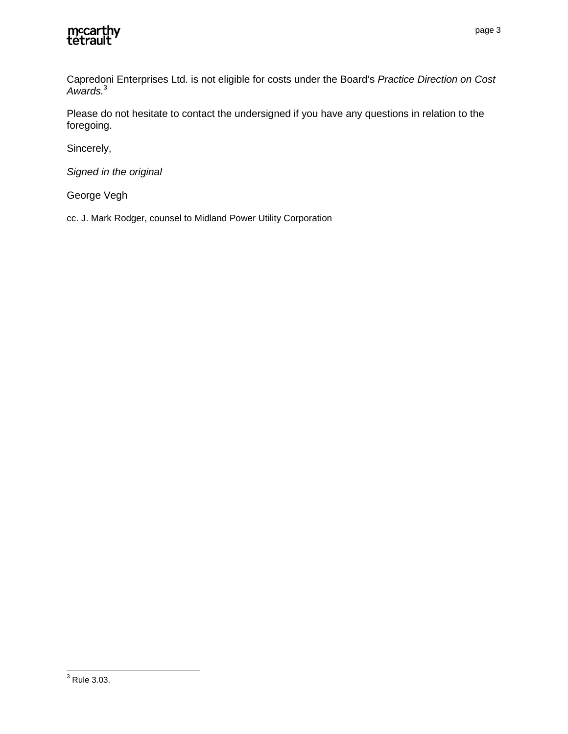Capredoni Enterprises Ltd. is not eligible for costs under the Board's *Practice Direction on Cost Awards.*[3]

Please do not hesitate to contact the undersigned if you have any questions in relation to the foregoing.

Sincerely,

*Signed in the original*

George Vegh

cc. J. Mark Rodger, counsel to Midland Power Utility Corporation

---

[3] Rule 3.03.